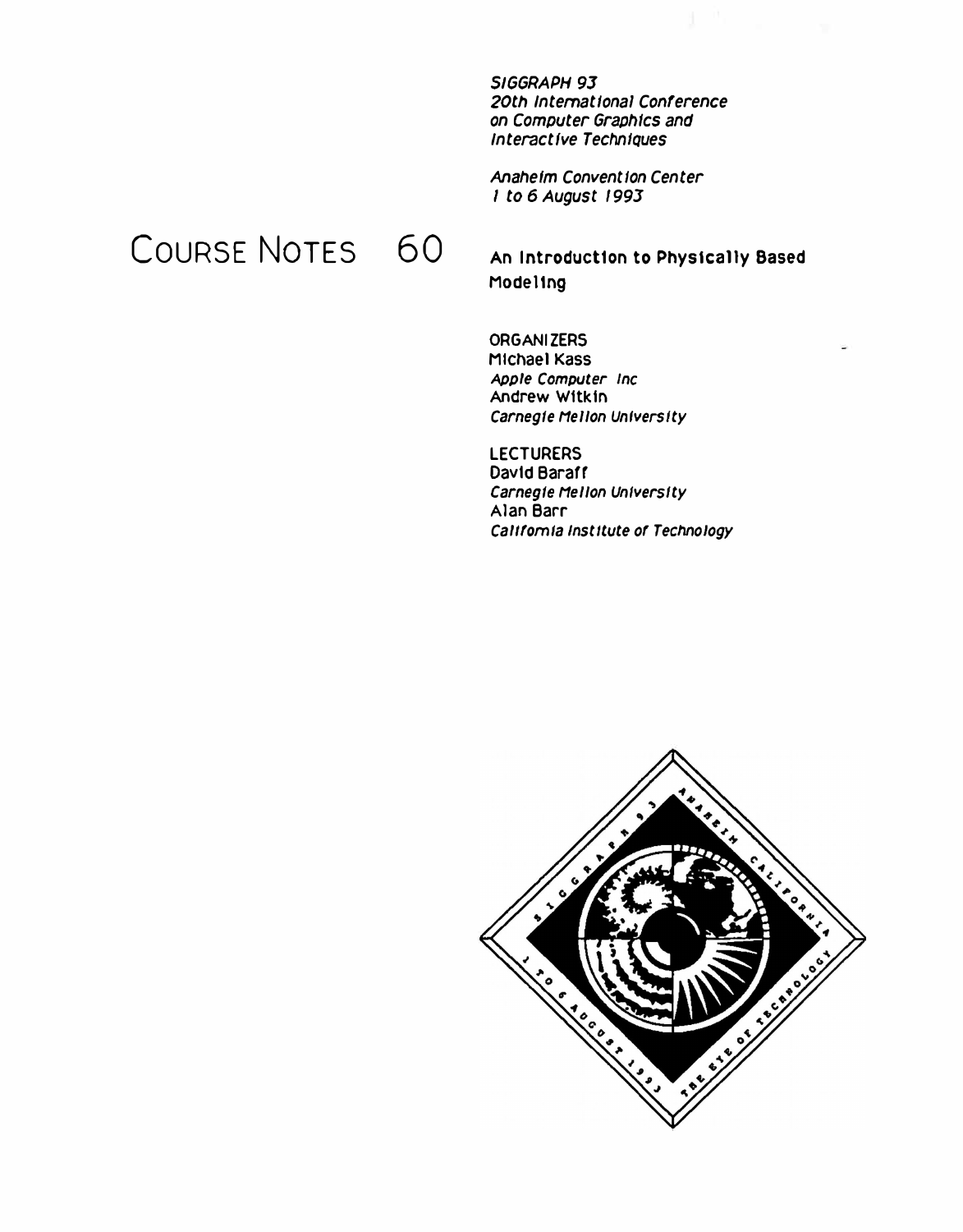*SIGGRAPH 93*
*20th International Conference on Computer Graphics and Interactive Techniques*

*Anaheim Convention Center*
*1 to 6 August 1993*

# COURSE NOTES 60

## An Introduction to Physically Based Modeling

ORGANIZERS
Michael Kass
*Apple Computer Inc*
Andrew Witkin
*Carnegie Mellon University*

LECTURERS
David Baraff
*Carnegie Mellon University*
Alan Barr
*California Institute of Technology*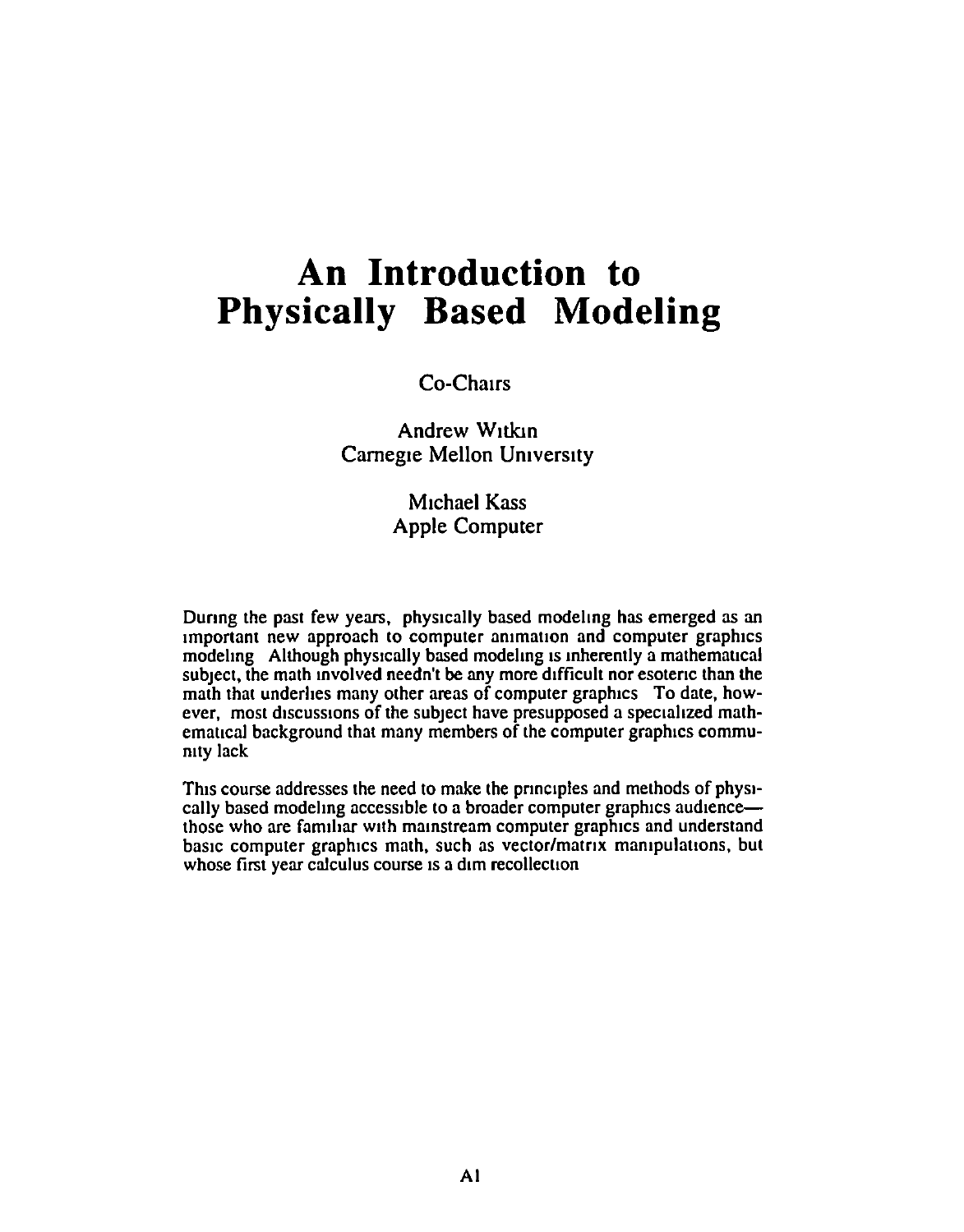# An Introduction to Physically Based Modeling

Co-Chairs

Andrew Witkin
Carnegie Mellon University

Michael Kass
Apple Computer

During the past few years, physically based modeling has emerged as an important new approach to computer animation and computer graphics modeling. Although physically based modeling is inherently a mathematical subject, the math involved needn't be any more difficult nor esoteric than the math that underlies many other areas of computer graphics. To date, however, most discussions of the subject have presupposed a specialized mathematical background that many members of the computer graphics community lack.

This course addresses the need to make the principles and methods of physically based modeling accessible to a broader computer graphics audience—those who are familiar with mainstream computer graphics and understand basic computer graphics math, such as vector/matrix manipulations, but whose first year calculus course is a dim recollection.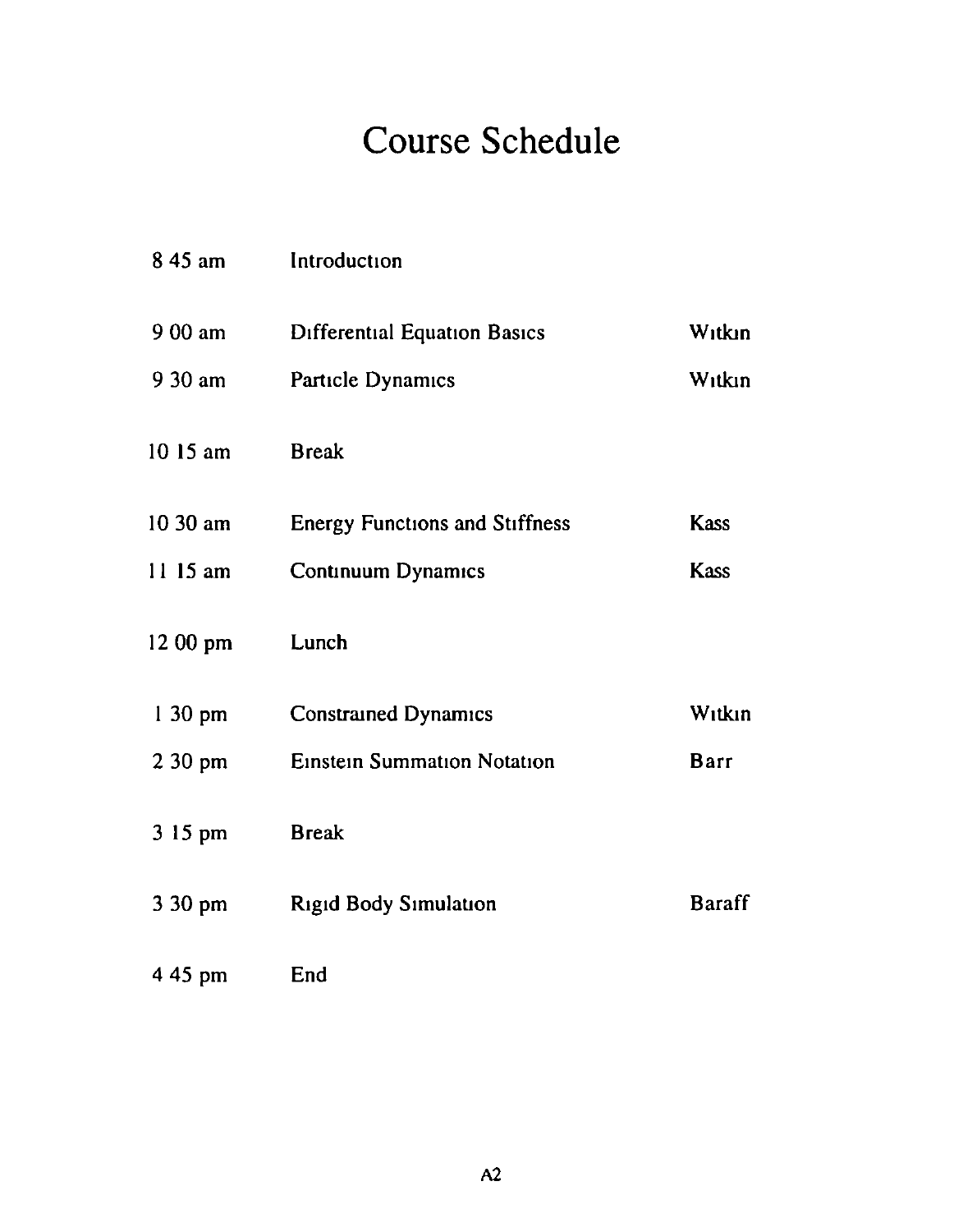# Course Schedule

| | | |
|---|---|---|
| 8 45 am | Introduction | |
| 9 00 am | Differential Equation Basics | Witkin |
| 9 30 am | Particle Dynamics | Witkin |
| 10 15 am | Break | |
| 10 30 am | Energy Functions and Stiffness | Kass |
| 11 15 am | Continuum Dynamics | Kass |
| 12 00 pm | Lunch | |
| 1 30 pm | Constrained Dynamics | Witkin |
| 2 30 pm | Einstein Summation Notation | Barr |
| 3 15 pm | Break | |
| 3 30 pm | Rigid Body Simulation | Baraff |
| 4 45 pm | End | |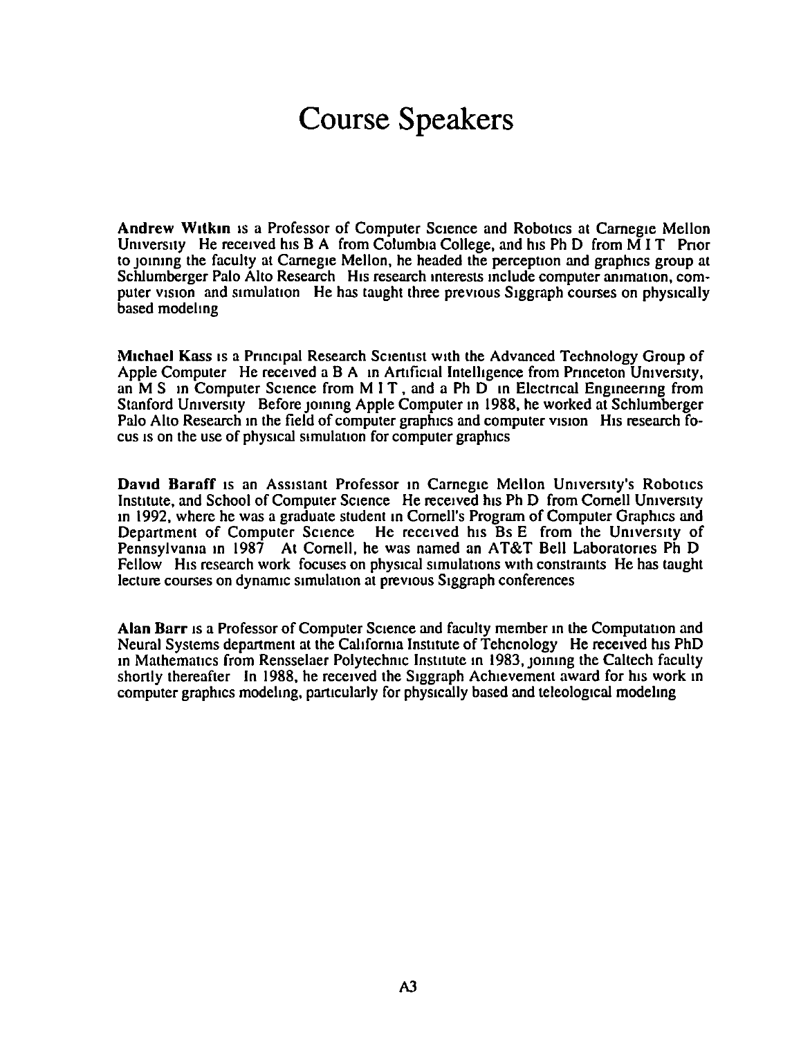# Course Speakers

**Andrew Witkin** is a Professor of Computer Science and Robotics at Carnegie Mellon University. He received his B.A. from Columbia College, and his Ph.D. from M.I.T. Prior to joining the faculty at Carnegie Mellon, he headed the perception and graphics group at Schlumberger Palo Alto Research. His research interests include computer animation, computer vision, and simulation. He has taught three previous Siggraph courses on physically based modeling.

**Michael Kass** is a Principal Research Scientist with the Advanced Technology Group of Apple Computer. He received a B.A. in Artificial Intelligence from Princeton University, an M.S. in Computer Science from M.I.T., and a Ph.D. in Electrical Engineering from Stanford University. Before joining Apple Computer in 1988, he worked at Schlumberger Palo Alto Research in the field of computer graphics and computer vision. His research focus is on the use of physical simulation for computer graphics.

**David Baraff** is an Assistant Professor in Carnegie Mellon University's Robotics Institute, and School of Computer Science. He received his Ph.D. from Cornell University in 1992, where he was a graduate student in Cornell's Program of Computer Graphics and Department of Computer Science. He received his Bs.E. from the University of Pennsylvania in 1987. At Cornell, he was named an AT&T Bell Laboratories Ph.D. Fellow. His research work focuses on physical simulations with constraints. He has taught lecture courses on dynamic simulation at previous Siggraph conferences.

**Alan Barr** is a Professor of Computer Science and faculty member in the Computation and Neural Systems department at the California Institute of Tehcnology. He received his PhD in Mathematics from Rensselaer Polytechnic Institute in 1983, joining the Caltech faculty shortly thereafter. In 1988, he received the Siggraph Achievement award for his work in computer graphics modeling, particularly for physically based and teleological modeling.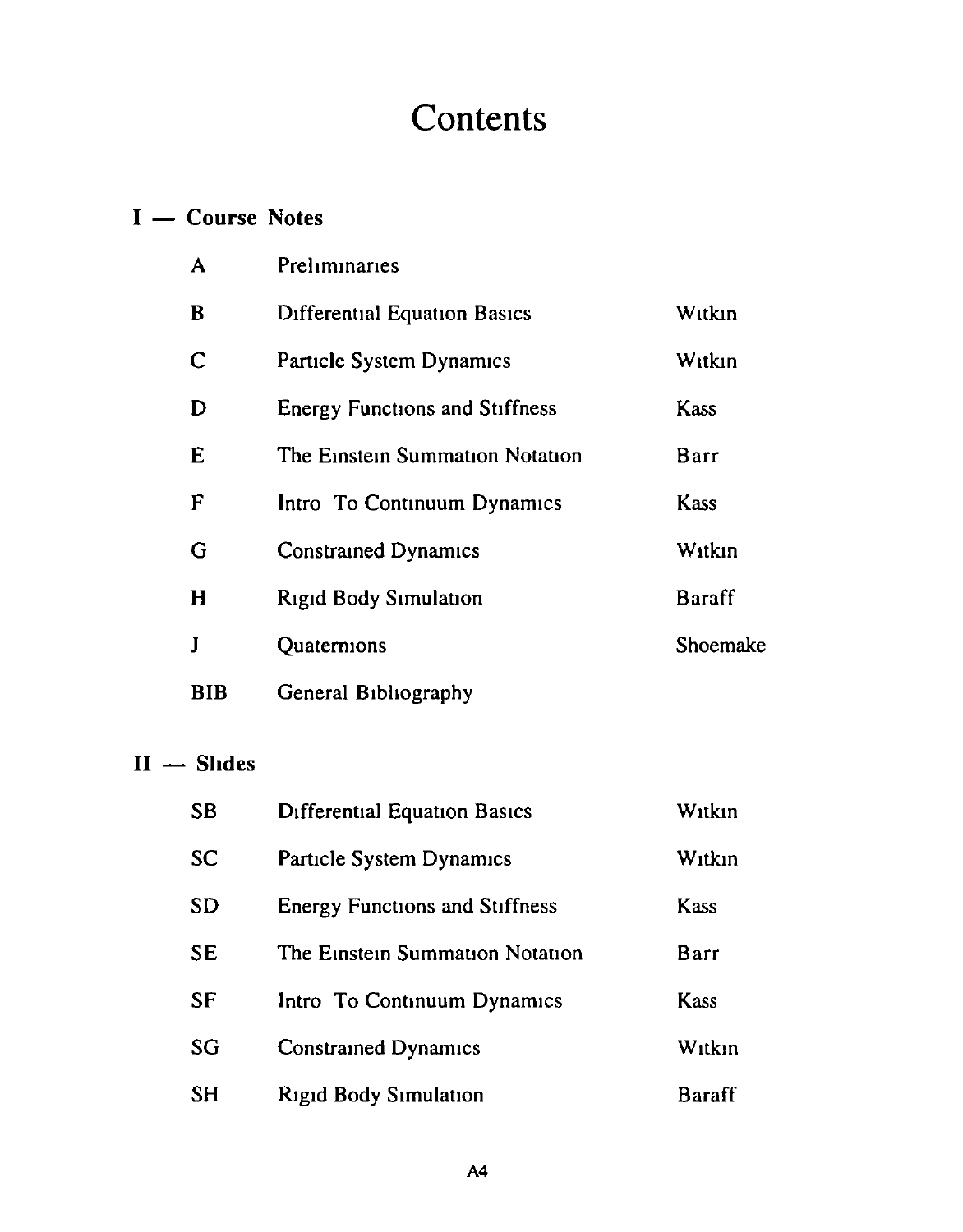# Contents

## I — Course Notes

| | | |
|---|---|---|
| A | Preliminaries | |
| B | Differential Equation Basics | Witkin |
| C | Particle System Dynamics | Witkin |
| D | Energy Functions and Stiffness | Kass |
| E | The Einstein Summation Notation | Barr |
| F | Intro To Continuum Dynamics | Kass |
| G | Constrained Dynamics | Witkin |
| H | Rigid Body Simulation | Baraff |
| J | Quaternions | Shoemake |
| BIB | General Bibliography | |

## II — Slides

| | | |
|---|---|---|
| SB | Differential Equation Basics | Witkin |
| SC | Particle System Dynamics | Witkin |
| SD | Energy Functions and Stiffness | Kass |
| SE | The Einstein Summation Notation | Barr |
| SF | Intro To Continuum Dynamics | Kass |
| SG | Constrained Dynamics | Witkin |
| SH | Rigid Body Simulation | Baraff |